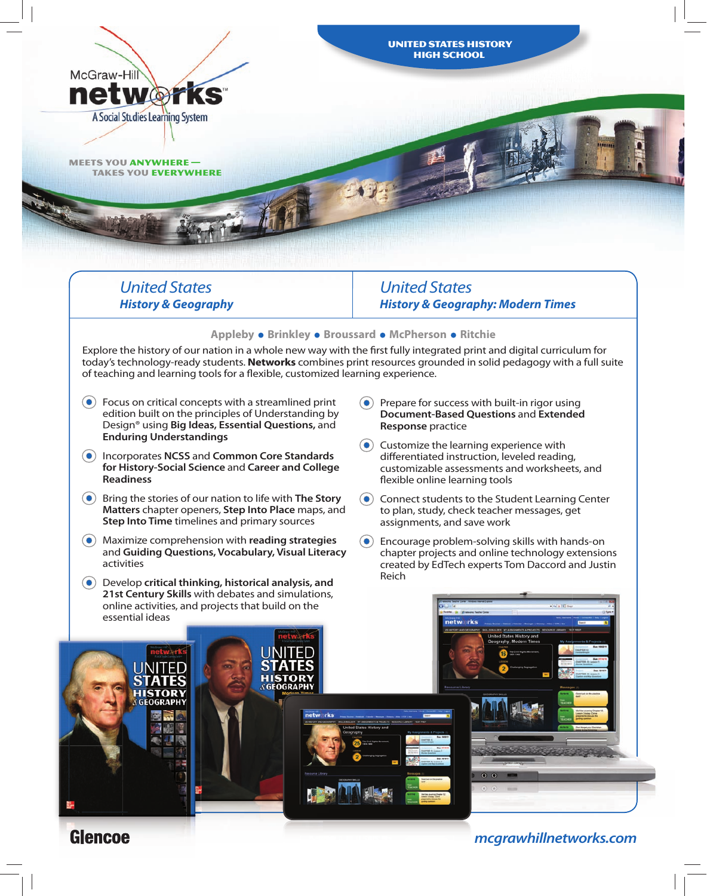McGraw-Hill

# networks™

A Social Studies Learning System

MEETS YOU **ANYWHERE** —
TAKES YOU **EVERYWHERE**

**UNITED STATES HISTORY HIGH SCHOOL**

## *United States History & Geography*

## *United States History & Geography: Modern Times*

**Appleby • Brinkley • Broussard • McPherson • Ritchie**

Explore the history of our nation in a whole new way with the first fully integrated print and digital curriculum for today's technology-ready students. **Networks** combines print resources grounded in solid pedagogy with a full suite of teaching and learning tools for a flexible, customized learning experience.

- Focus on critical concepts with a streamlined print edition built on the principles of Understanding by Design® using **Big Ideas, Essential Questions,** and **Enduring Understandings**
- Incorporates **NCSS** and **Common Core Standards for History-Social Science** and **Career and College Readiness**
- Bring the stories of our nation to life with **The Story Matters** chapter openers, **Step Into Place** maps, and **Step Into Time** timelines and primary sources
- Maximize comprehension with **reading strategies** and **Guiding Questions, Vocabulary, Visual Literacy** activities
- Develop **critical thinking, historical analysis, and 21st Century Skills** with debates and simulations, online activities, and projects that build on the essential ideas
- Prepare for success with built-in rigor using **Document-Based Questions** and **Extended Response** practice
- Customize the learning experience with differentiated instruction, leveled reading, customizable assessments and worksheets, and flexible online learning tools
- Connect students to the Student Learning Center to plan, study, check teacher messages, get assignments, and save work
- Encourage problem-solving skills with hands-on chapter projects and online technology extensions created by EdTech experts Tom Daccord and Justin Reich

**Glencoe**

*mcgrawhillnetworks.com*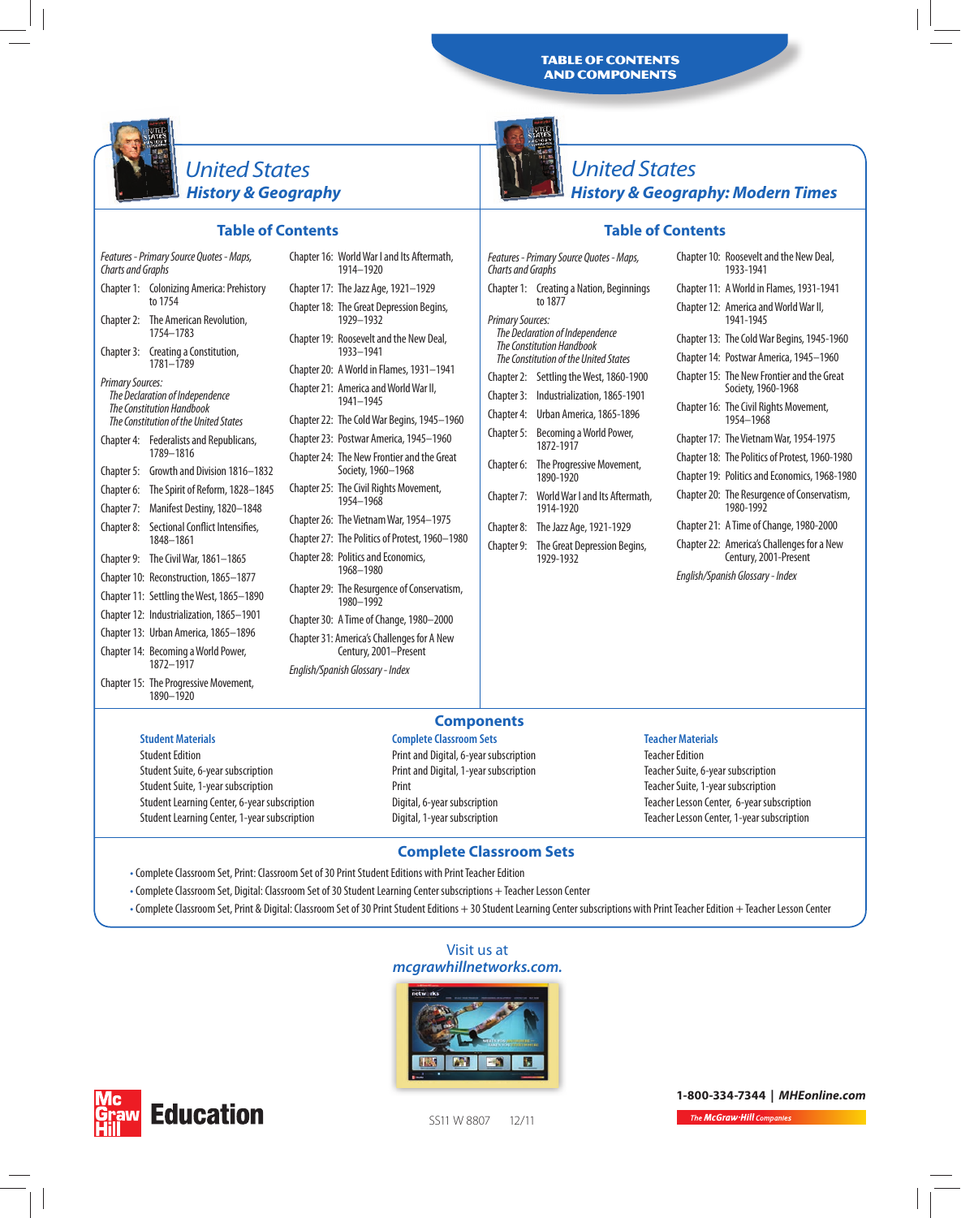# TABLE OF CONTENTS AND COMPONENTS

## United States *History & Geography*

### Table of Contents

*Features - Primary Source Quotes - Maps, Charts and Graphs*

Chapter 1: Colonizing America: Prehistory to 1754

Chapter 2: The American Revolution, 1754–1783

Chapter 3: Creating a Constitution, 1781–1789

*Primary Sources:*
*The Declaration of Independence*
*The Constitution Handbook*
*The Constitution of the United States*

Chapter 4: Federalists and Republicans, 1789–1816

Chapter 5: Growth and Division 1816–1832

Chapter 6: The Spirit of Reform, 1828–1845

Chapter 7: Manifest Destiny, 1820–1848

Chapter 8: Sectional Conflict Intensifies, 1848–1861

Chapter 9: The Civil War, 1861–1865

Chapter 10: Reconstruction, 1865–1877

Chapter 11: Settling the West, 1865–1890

Chapter 12: Industrialization, 1865–1901

Chapter 13: Urban America, 1865–1896

Chapter 14: Becoming a World Power, 1872–1917

Chapter 15: The Progressive Movement, 1890–1920

Chapter 16: World War I and Its Aftermath, 1914–1920

Chapter 17: The Jazz Age, 1921–1929

Chapter 18: The Great Depression Begins, 1929–1932

Chapter 19: Roosevelt and the New Deal, 1933–1941

Chapter 20: A World in Flames, 1931–1941

Chapter 21: America and World War II, 1941–1945

Chapter 22: The Cold War Begins, 1945–1960

Chapter 23: Postwar America, 1945–1960

Chapter 24: The New Frontier and the Great Society, 1960–1968

Chapter 25: The Civil Rights Movement, 1954–1968

Chapter 26: The Vietnam War, 1954–1975

Chapter 27: The Politics of Protest, 1960–1980

Chapter 28: Politics and Economics, 1968–1980

Chapter 29: The Resurgence of Conservatism, 1980–1992

Chapter 30: A Time of Change, 1980–2000

Chapter 31: America's Challenges for A New Century, 2001–Present

*English/Spanish Glossary - Index*

## United States *History & Geography: Modern Times*

### Table of Contents

*Features - Primary Source Quotes - Maps, Charts and Graphs*

Chapter 1: Creating a Nation, Beginnings to 1877

*Primary Sources:*
*The Declaration of Independence*
*The Constitution Handbook*
*The Constitution of the United States*

Chapter 2: Settling the West, 1860-1900

Chapter 3: Industrialization, 1865-1901

Chapter 4: Urban America, 1865-1896

Chapter 5: Becoming a World Power, 1872-1917

Chapter 6: The Progressive Movement, 1890-1920

Chapter 7: World War I and Its Aftermath, 1914-1920

Chapter 8: The Jazz Age, 1921-1929

Chapter 9: The Great Depression Begins, 1929-1932

Chapter 10: Roosevelt and the New Deal, 1933-1941

Chapter 11: A World in Flames, 1931-1941

Chapter 12: America and World War II, 1941-1945

Chapter 13: The Cold War Begins, 1945-1960

Chapter 14: Postwar America, 1945-1960

Chapter 15: The New Frontier and the Great Society, 1960-1968

Chapter 16: The Civil Rights Movement, 1954-1968

Chapter 17: The Vietnam War, 1954-1975

Chapter 18: The Politics of Protest, 1960-1980

Chapter 19: Politics and Economics, 1968-1980

Chapter 20: The Resurgence of Conservatism, 1980-1992

Chapter 21: A Time of Change, 1980-2000

Chapter 22: America's Challenges for a New Century, 2001-Present

*English/Spanish Glossary - Index*

## Components

**Student Materials**
- Student Edition
- Student Suite, 6-year subscription
- Student Suite, 1-year subscription
- Student Learning Center, 6-year subscription
- Student Learning Center, 1-year subscription

**Complete Classroom Sets**
- Print and Digital, 6-year subscription
- Print and Digital, 1-year subscription
- Print
- Digital, 6-year subscription
- Digital, 1-year subscription

**Teacher Materials**
- Teacher Edition
- Teacher Suite, 6-year subscription
- Teacher Suite, 1-year subscription
- Teacher Lesson Center, 6-year subscription
- Teacher Lesson Center, 1-year subscription

## Complete Classroom Sets

- Complete Classroom Set, Print: Classroom Set of 30 Print Student Editions with Print Teacher Edition
- Complete Classroom Set, Digital: Classroom Set of 30 Student Learning Center subscriptions + Teacher Lesson Center
- Complete Classroom Set, Print & Digital: Classroom Set of 30 Print Student Editions + 30 Student Learning Center subscriptions with Print Teacher Edition + Teacher Lesson Center

Visit us at
*mcgrawhillnetworks.com.*

McGraw Hill Education

SS11 W 8807 12/11

**1-800-334-7344 | *MHEonline.com***

The McGraw-Hill Companies